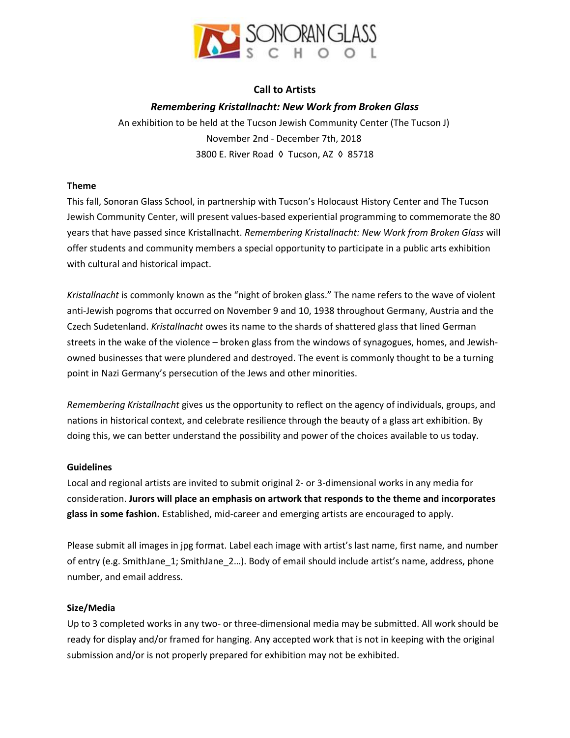SONORAN GLASS SCHOOL

## Call to Artists

### *Remembering Kristallnacht: New Work from Broken Glass*

An exhibition to be held at the Tucson Jewish Community Center (The Tucson J)
November 2nd - December 7th, 2018
3800 E. River Road ◊ Tucson, AZ ◊ 85718

**Theme**

This fall, Sonoran Glass School, in partnership with Tucson's Holocaust History Center and The Tucson Jewish Community Center, will present values-based experiential programming to commemorate the 80 years that have passed since Kristallnacht. *Remembering Kristallnacht: New Work from Broken Glass* will offer students and community members a special opportunity to participate in a public arts exhibition with cultural and historical impact.

*Kristallnacht* is commonly known as the "night of broken glass." The name refers to the wave of violent anti-Jewish pogroms that occurred on November 9 and 10, 1938 throughout Germany, Austria and the Czech Sudetenland. *Kristallnacht* owes its name to the shards of shattered glass that lined German streets in the wake of the violence – broken glass from the windows of synagogues, homes, and Jewish-owned businesses that were plundered and destroyed. The event is commonly thought to be a turning point in Nazi Germany's persecution of the Jews and other minorities.

*Remembering Kristallnacht* gives us the opportunity to reflect on the agency of individuals, groups, and nations in historical context, and celebrate resilience through the beauty of a glass art exhibition. By doing this, we can better understand the possibility and power of the choices available to us today.

**Guidelines**

Local and regional artists are invited to submit original 2- or 3-dimensional works in any media for consideration. **Jurors will place an emphasis on artwork that responds to the theme and incorporates glass in some fashion.** Established, mid-career and emerging artists are encouraged to apply.

Please submit all images in jpg format. Label each image with artist's last name, first name, and number of entry (e.g. SmithJane_1; SmithJane_2…). Body of email should include artist's name, address, phone number, and email address.

**Size/Media**

Up to 3 completed works in any two- or three-dimensional media may be submitted. All work should be ready for display and/or framed for hanging. Any accepted work that is not in keeping with the original submission and/or is not properly prepared for exhibition may not be exhibited.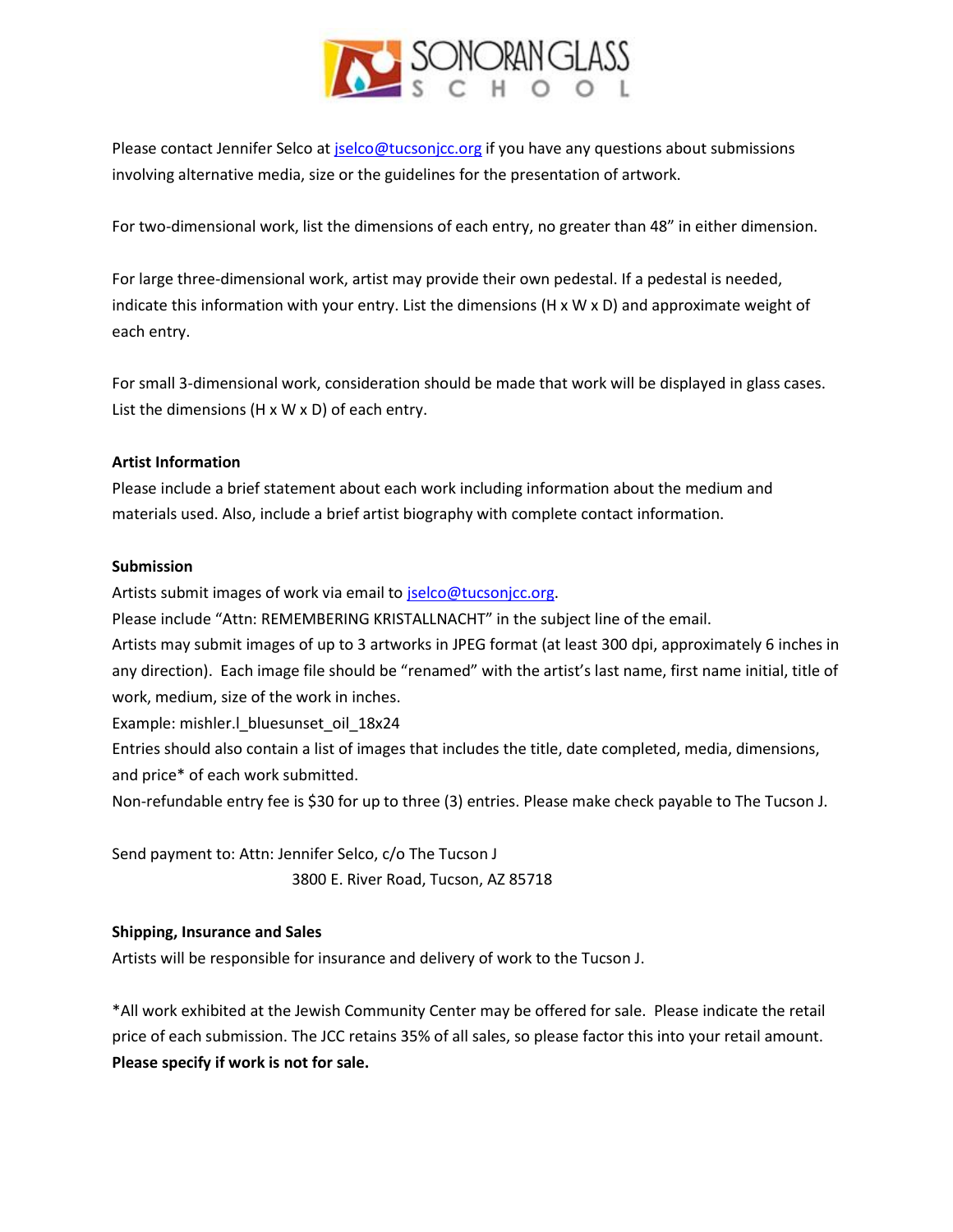Please contact Jennifer Selco at jselco@tucsonjcc.org if you have any questions about submissions involving alternative media, size or the guidelines for the presentation of artwork.

For two-dimensional work, list the dimensions of each entry, no greater than 48" in either dimension.

For large three-dimensional work, artist may provide their own pedestal. If a pedestal is needed, indicate this information with your entry. List the dimensions (H x W x D) and approximate weight of each entry.

For small 3-dimensional work, consideration should be made that work will be displayed in glass cases. List the dimensions (H x W x D) of each entry.

**Artist Information**

Please include a brief statement about each work including information about the medium and materials used. Also, include a brief artist biography with complete contact information.

**Submission**

Artists submit images of work via email to jselco@tucsonjcc.org.
Please include "Attn: REMEMBERING KRISTALLNACHT" in the subject line of the email.
Artists may submit images of up to 3 artworks in JPEG format (at least 300 dpi, approximately 6 inches in any direction). Each image file should be "renamed" with the artist's last name, first name initial, title of work, medium, size of the work in inches.
Example: mishler.l_bluesunset_oil_18x24
Entries should also contain a list of images that includes the title, date completed, media, dimensions, and price* of each work submitted.
Non-refundable entry fee is $30 for up to three (3) entries. Please make check payable to The Tucson J.

Send payment to: Attn: Jennifer Selco, c/o The Tucson J
3800 E. River Road, Tucson, AZ 85718

**Shipping, Insurance and Sales**

Artists will be responsible for insurance and delivery of work to the Tucson J.

*All work exhibited at the Jewish Community Center may be offered for sale. Please indicate the retail price of each submission. The JCC retains 35% of all sales, so please factor this into your retail amount. **Please specify if work is not for sale.**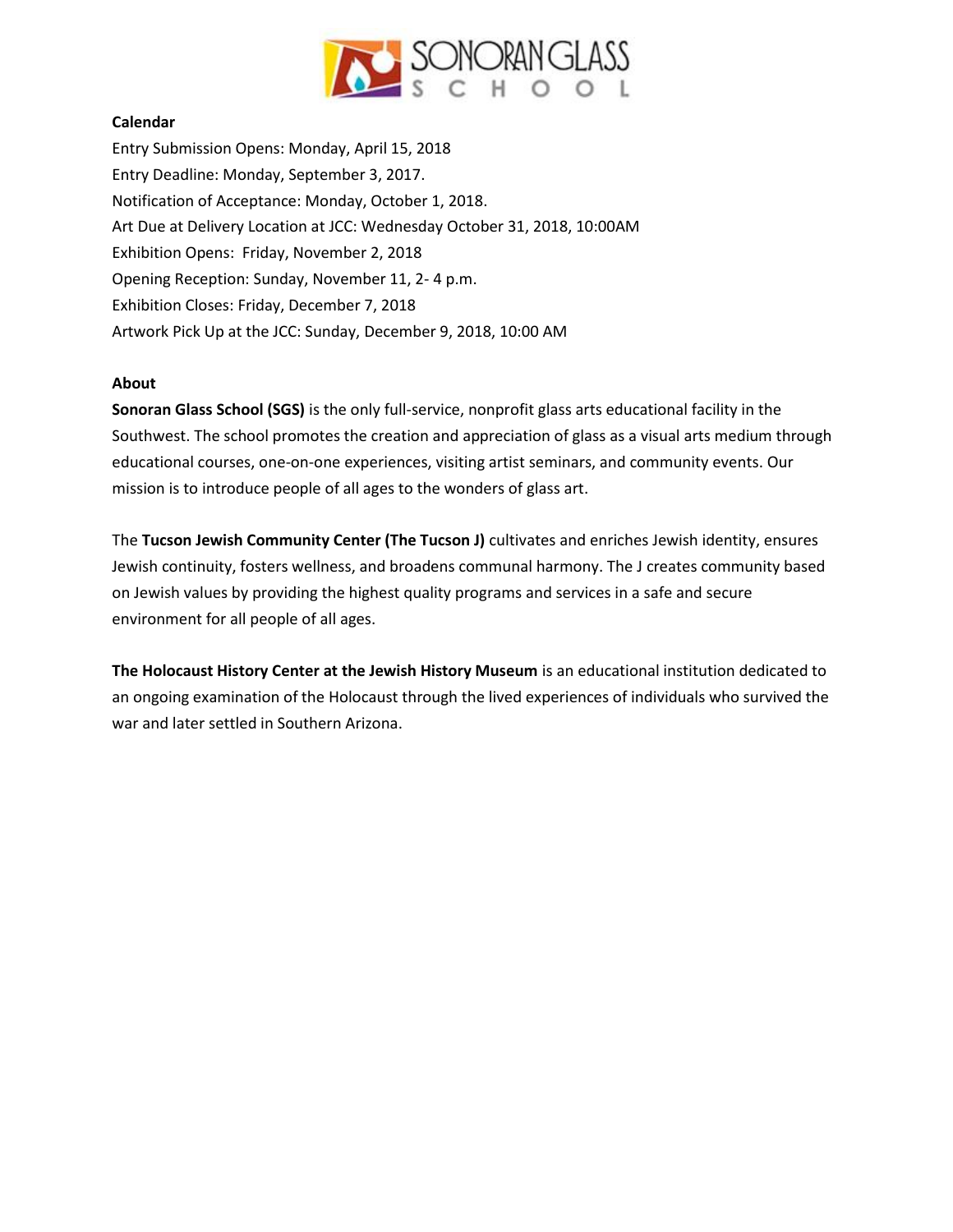**Calendar**

Entry Submission Opens: Monday, April 15, 2018
Entry Deadline: Monday, September 3, 2017.
Notification of Acceptance: Monday, October 1, 2018.
Art Due at Delivery Location at JCC: Wednesday October 31, 2018, 10:00AM
Exhibition Opens: Friday, November 2, 2018
Opening Reception: Sunday, November 11, 2- 4 p.m.
Exhibition Closes: Friday, December 7, 2018
Artwork Pick Up at the JCC: Sunday, December 9, 2018, 10:00 AM

**About**

**Sonoran Glass School (SGS)** is the only full-service, nonprofit glass arts educational facility in the Southwest. The school promotes the creation and appreciation of glass as a visual arts medium through educational courses, one-on-one experiences, visiting artist seminars, and community events. Our mission is to introduce people of all ages to the wonders of glass art.

The **Tucson Jewish Community Center (The Tucson J)** cultivates and enriches Jewish identity, ensures Jewish continuity, fosters wellness, and broadens communal harmony. The J creates community based on Jewish values by providing the highest quality programs and services in a safe and secure environment for all people of all ages.

**The Holocaust History Center at the Jewish History Museum** is an educational institution dedicated to an ongoing examination of the Holocaust through the lived experiences of individuals who survived the war and later settled in Southern Arizona.